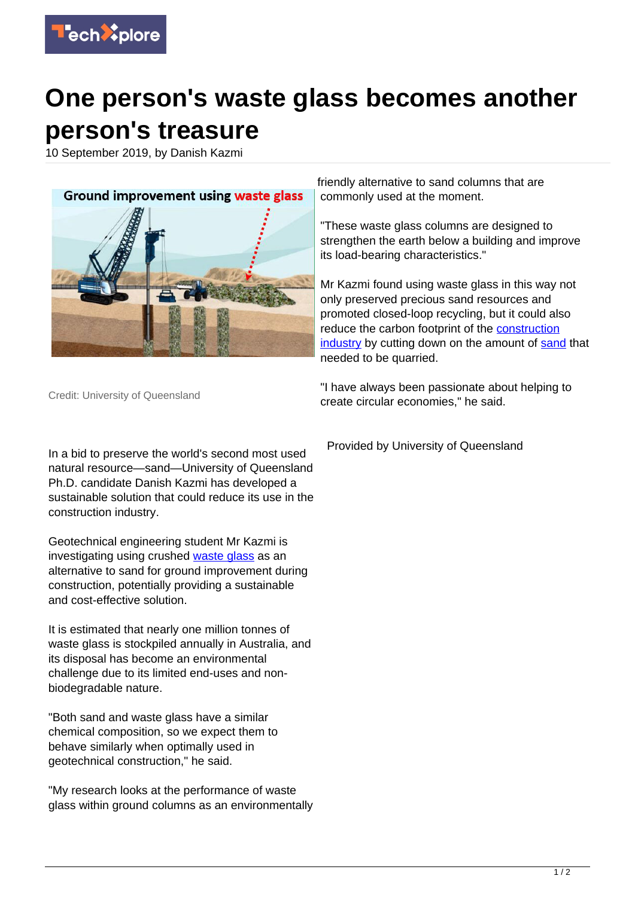# One person's waste glass becomes another person's treasure

10 September 2019, by Danish Kazmi

Ground improvement using waste glass

Credit: University of Queensland

In a bid to preserve the world's second most used natural resource—sand—University of Queensland Ph.D. candidate Danish Kazmi has developed a sustainable solution that could reduce its use in the construction industry.

Geotechnical engineering student Mr Kazmi is investigating using crushed waste glass as an alternative to sand for ground improvement during construction, potentially providing a sustainable and cost-effective solution.

It is estimated that nearly one million tonnes of waste glass is stockpiled annually in Australia, and its disposal has become an environmental challenge due to its limited end-uses and non-biodegradable nature.

"Both sand and waste glass have a similar chemical composition, so we expect them to behave similarly when optimally used in geotechnical construction," he said.

"My research looks at the performance of waste glass within ground columns as an environmentally friendly alternative to sand columns that are commonly used at the moment.

"These waste glass columns are designed to strengthen the earth below a building and improve its load-bearing characteristics."

Mr Kazmi found using waste glass in this way not only preserved precious sand resources and promoted closed-loop recycling, but it could also reduce the carbon footprint of the construction industry by cutting down on the amount of sand that needed to be quarried.

"I have always been passionate about helping to create circular economies," he said.

Provided by University of Queensland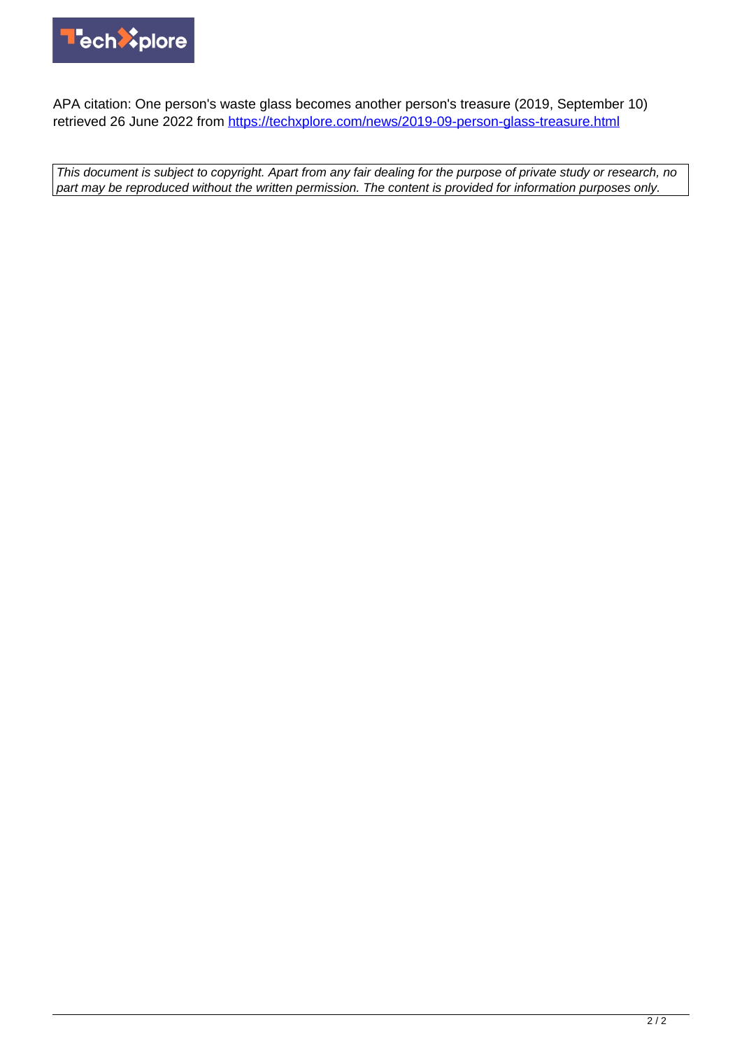APA citation: One person's waste glass becomes another person's treasure (2019, September 10) retrieved 26 June 2022 from https://techxplore.com/news/2019-09-person-glass-treasure.html

*This document is subject to copyright. Apart from any fair dealing for the purpose of private study or research, no part may be reproduced without the written permission. The content is provided for information purposes only.*